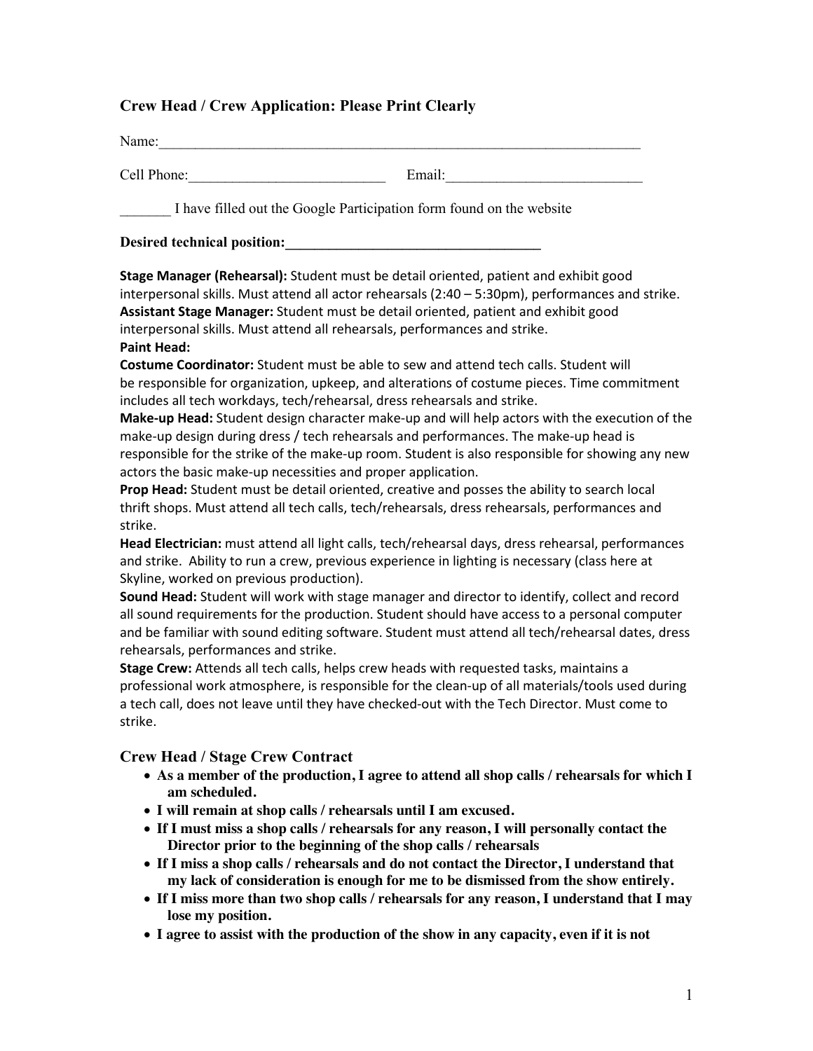## Crew Head / Crew Application: Please Print Clearly

Name:______________________________________________________________________

Cell Phone:___________________________ Email:___________________________

_______ I have filled out the Google Participation form found on the website

**Desired technical position:___________________________________**

**Stage Manager (Rehearsal):** Student must be detail oriented, patient and exhibit good interpersonal skills. Must attend all actor rehearsals (2:40 – 5:30pm), performances and strike.
**Assistant Stage Manager:** Student must be detail oriented, patient and exhibit good interpersonal skills. Must attend all rehearsals, performances and strike.
**Paint Head:**
**Costume Coordinator:** Student must be able to sew and attend tech calls. Student will be responsible for organization, upkeep, and alterations of costume pieces. Time commitment includes all tech workdays, tech/rehearsal, dress rehearsals and strike.
**Make-up Head:** Student design character make-up and will help actors with the execution of the make-up design during dress / tech rehearsals and performances. The make-up head is responsible for the strike of the make-up room. Student is also responsible for showing any new actors the basic make-up necessities and proper application.
**Prop Head:** Student must be detail oriented, creative and posses the ability to search local thrift shops. Must attend all tech calls, tech/rehearsals, dress rehearsals, performances and strike.
**Head Electrician:** must attend all light calls, tech/rehearsal days, dress rehearsal, performances and strike. Ability to run a crew, previous experience in lighting is necessary (class here at Skyline, worked on previous production).
**Sound Head:** Student will work with stage manager and director to identify, collect and record all sound requirements for the production. Student should have access to a personal computer and be familiar with sound editing software. Student must attend all tech/rehearsal dates, dress rehearsals, performances and strike.
**Stage Crew:** Attends all tech calls, helps crew heads with requested tasks, maintains a professional work atmosphere, is responsible for the clean-up of all materials/tools used during a tech call, does not leave until they have checked-out with the Tech Director. Must come to strike.

### Crew Head / Stage Crew Contract

- **As a member of the production, I agree to attend all shop calls / rehearsals for which I am scheduled.**
- **I will remain at shop calls / rehearsals until I am excused.**
- **If I must miss a shop calls / rehearsals for any reason, I will personally contact the Director prior to the beginning of the shop calls / rehearsals**
- **If I miss a shop calls / rehearsals and do not contact the Director, I understand that my lack of consideration is enough for me to be dismissed from the show entirely.**
- **If I miss more than two shop calls / rehearsals for any reason, I understand that I may lose my position.**
- **I agree to assist with the production of the show in any capacity, even if it is not**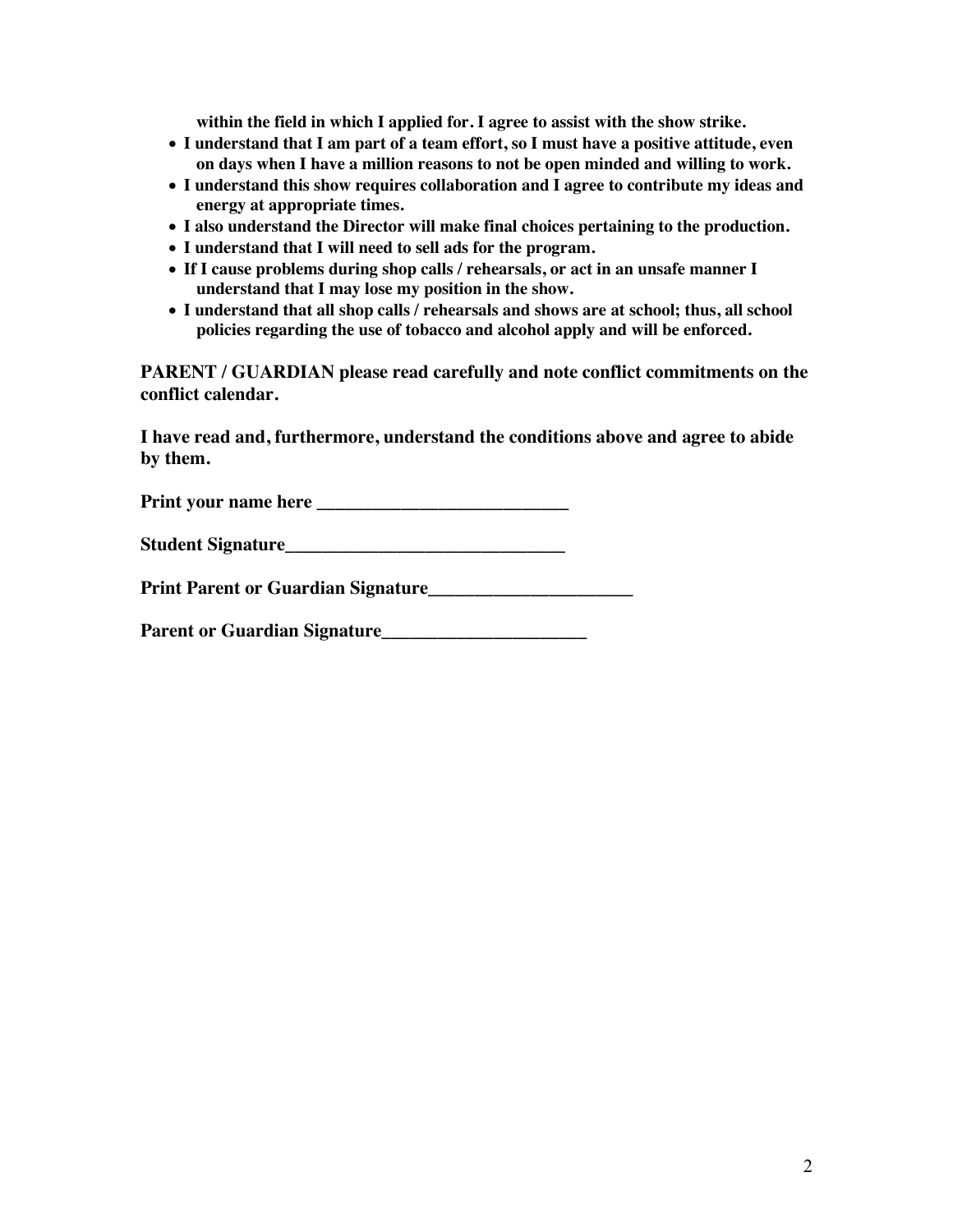**within the field in which I applied for. I agree to assist with the show strike.**

- **I understand that I am part of a team effort, so I must have a positive attitude, even on days when I have a million reasons to not be open minded and willing to work.**
- **I understand this show requires collaboration and I agree to contribute my ideas and energy at appropriate times.**
- **I also understand the Director will make final choices pertaining to the production.**
- **I understand that I will need to sell ads for the program.**
- **If I cause problems during shop calls / rehearsals, or act in an unsafe manner I understand that I may lose my position in the show.**
- **I understand that all shop calls / rehearsals and shows are at school; thus, all school policies regarding the use of tobacco and alcohol apply and will be enforced.**

**PARENT / GUARDIAN please read carefully and note conflict commitments on the conflict calendar.**

**I have read and, furthermore, understand the conditions above and agree to abide by them.**

**Print your name here ___________________________**

**Student Signature______________________________**

**Print Parent or Guardian Signature______________________**

**Parent or Guardian Signature______________________**